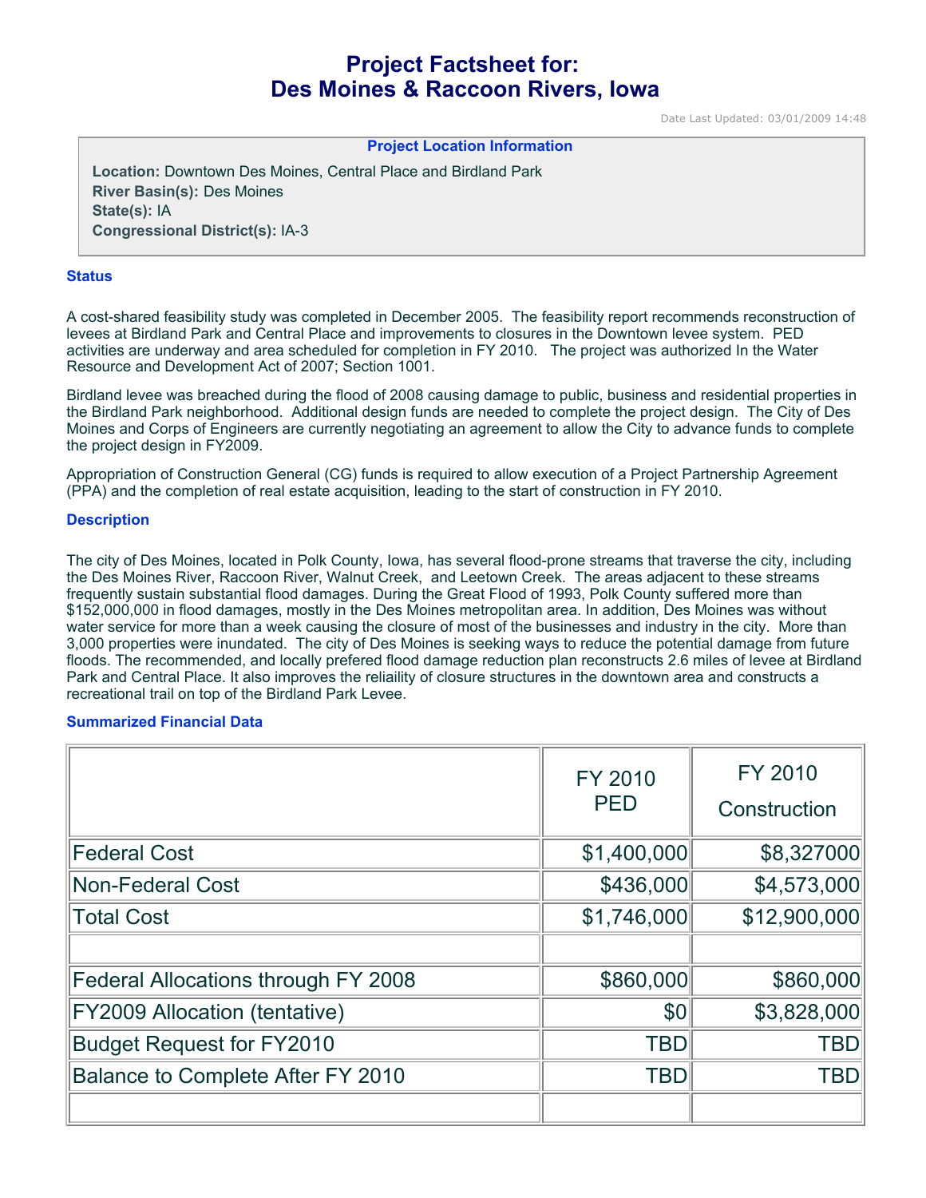# Project Factsheet for: Des Moines & Raccoon Rivers, Iowa

Date Last Updated: 03/01/2009 14:48

**Project Location Information**

**Location:** Downtown Des Moines, Central Place and Birdland Park
**River Basin(s):** Des Moines
**State(s):** IA
**Congressional District(s):** IA-3

## Status

A cost-shared feasibility study was completed in December 2005. The feasibility report recommends reconstruction of levees at Birdland Park and Central Place and improvements to closures in the Downtown levee system. PED activities are underway and area scheduled for completion in FY 2010. The project was authorized In the Water Resource and Development Act of 2007; Section 1001.

Birdland levee was breached during the flood of 2008 causing damage to public, business and residential properties in the Birdland Park neighborhood. Additional design funds are needed to complete the project design. The City of Des Moines and Corps of Engineers are currently negotiating an agreement to allow the City to advance funds to complete the project design in FY2009.

Appropriation of Construction General (CG) funds is required to allow execution of a Project Partnership Agreement (PPA) and the completion of real estate acquisition, leading to the start of construction in FY 2010.

## Description

The city of Des Moines, located in Polk County, Iowa, has several flood-prone streams that traverse the city, including the Des Moines River, Raccoon River, Walnut Creek, and Leetown Creek. The areas adjacent to these streams frequently sustain substantial flood damages. During the Great Flood of 1993, Polk County suffered more than $152,000,000 in flood damages, mostly in the Des Moines metropolitan area. In addition, Des Moines was without water service for more than a week causing the closure of most of the businesses and industry in the city. More than 3,000 properties were inundated. The city of Des Moines is seeking ways to reduce the potential damage from future floods. The recommended, and locally prefered flood damage reduction plan reconstructs 2.6 miles of levee at Birdland Park and Central Place. It also improves the reliaility of closure structures in the downtown area and constructs a recreational trail on top of the Birdland Park Levee.

## Summarized Financial Data

| | FY 2010 PED | FY 2010 Construction |
|---|---:|---:|
| Federal Cost | $1,400,000 | $8,327000 |
| Non-Federal Cost | $436,000 | $4,573,000 |
| Total Cost | $1,746,000 | $12,900,000 |
| | | |
| Federal Allocations through FY 2008 | $860,000 | $860,000 |
| FY2009 Allocation (tentative) | $0 | $3,828,000 |
| Budget Request for FY2010 | TBD | TBD |
| Balance to Complete After FY 2010 | TBD | TBD |
| | | |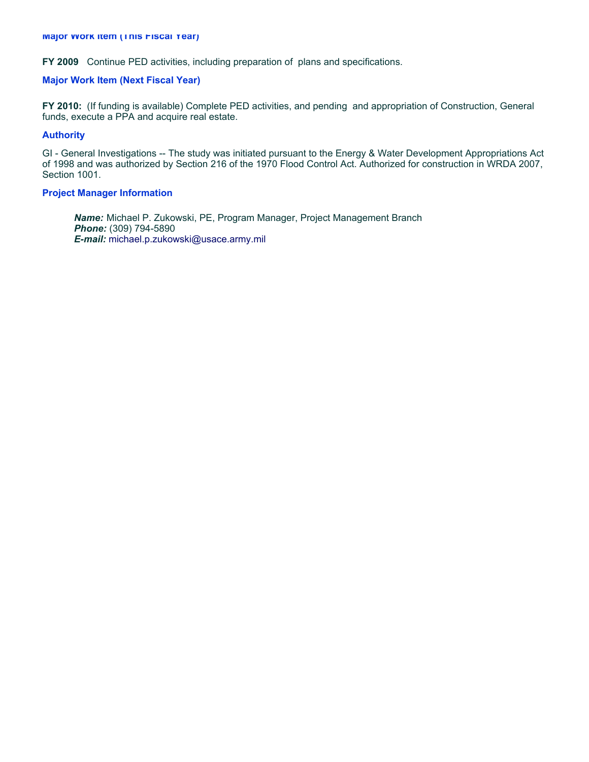### Major Work Item (This Fiscal Year)

**FY 2009** Continue PED activities, including preparation of plans and specifications.

### Major Work Item (Next Fiscal Year)

**FY 2010:** (If funding is available) Complete PED activities, and pending and appropriation of Construction, General funds, execute a PPA and acquire real estate.

### Authority

GI - General Investigations -- The study was initiated pursuant to the Energy & Water Development Appropriations Act of 1998 and was authorized by Section 216 of the 1970 Flood Control Act. Authorized for construction in WRDA 2007, Section 1001.

### Project Manager Information

***Name:*** Michael P. Zukowski, PE, Program Manager, Project Management Branch
***Phone:*** (309) 794-5890
***E-mail:*** michael.p.zukowski@usace.army.mil